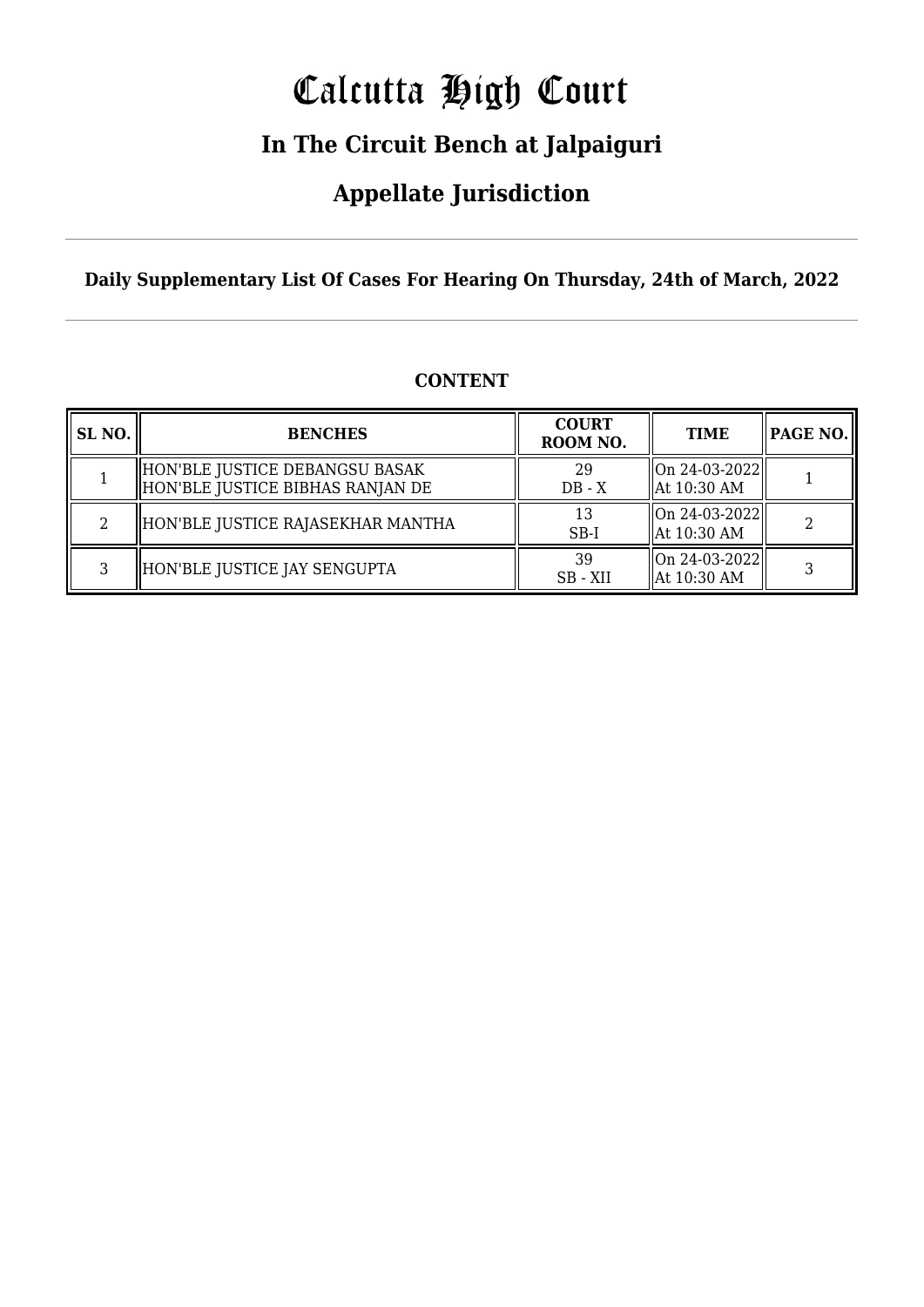# Calcutta High Court

## In The Circuit Bench at Jalpaiguri

## Appellate Jurisdiction

**Daily Supplementary List Of Cases For Hearing On Thursday, 24th of March, 2022**

**CONTENT**

| SL NO. | BENCHES | COURT ROOM NO. | TIME | PAGE NO. |
|---|---|---|---|---|
| 1 | HON'BLE JUSTICE DEBANGSU BASAK<br>HON'BLE JUSTICE BIBHAS RANJAN DE | 29<br>DB - X | On 24-03-2022<br>At 10:30 AM | 1 |
| 2 | HON'BLE JUSTICE RAJASEKHAR MANTHA | 13<br>SB-I | On 24-03-2022<br>At 10:30 AM | 2 |
| 3 | HON'BLE JUSTICE JAY SENGUPTA | 39<br>SB - XII | On 24-03-2022<br>At 10:30 AM | 3 |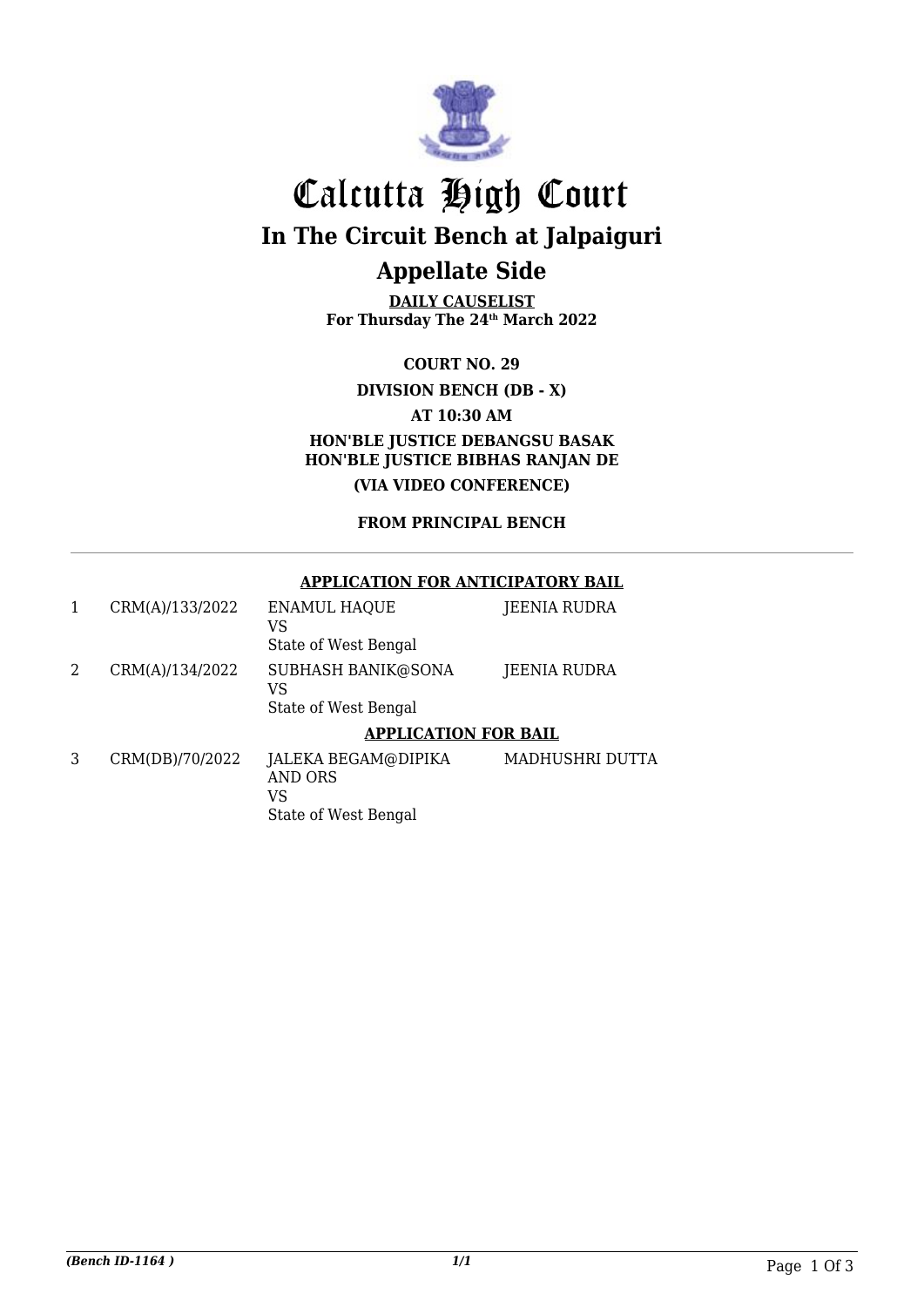# Calcutta High Court

## In The Circuit Bench at Jalpaiguri

## Appellate Side

**DAILY CAUSELIST**
**For Thursday The 24th March 2022**

**COURT NO. 29**

**DIVISION BENCH (DB - X)**

**AT 10:30 AM**

**HON'BLE JUSTICE DEBANGSU BASAK**
**HON'BLE JUSTICE BIBHAS RANJAN DE**

**(VIA VIDEO CONFERENCE)**

**FROM PRINCIPAL BENCH**

---

**APPLICATION FOR ANTICIPATORY BAIL**

| | | | |
|---|---|---|---|
| 1 | CRM(A)/133/2022 | ENAMUL HAQUE<br>VS<br>State of West Bengal | JEENIA RUDRA |
| 2 | CRM(A)/134/2022 | SUBHASH BANIK@SONA<br>VS<br>State of West Bengal | JEENIA RUDRA |

**APPLICATION FOR BAIL**

| | | | |
|---|---|---|---|
| 3 | CRM(DB)/70/2022 | JALEKA BEGAM@DIPIKA AND ORS<br>VS<br>State of West Bengal | MADHUSHRI DUTTA |

*(Bench ID-1164 )* *1/1*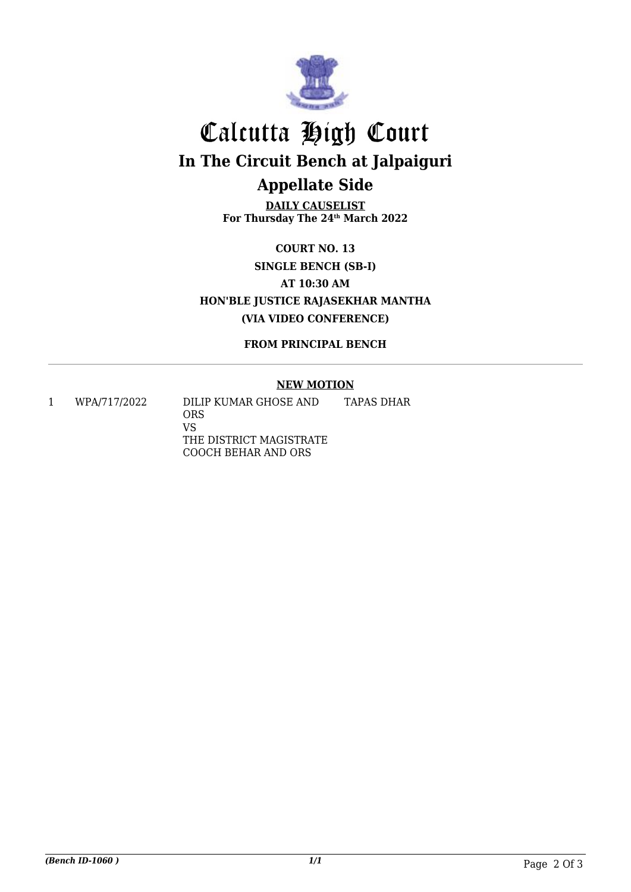# Calcutta High Court

## In The Circuit Bench at Jalpaiguri

## Appellate Side

**DAILY CAUSELIST**
**For Thursday The 24th March 2022**

**COURT NO. 13**

**SINGLE BENCH (SB-I)**

**AT 10:30 AM**

**HON'BLE JUSTICE RAJASEKHAR MANTHA**

**(VIA VIDEO CONFERENCE)**

**FROM PRINCIPAL BENCH**

**NEW MOTION**

| | | | |
|---|---|---|---|
| 1 | WPA/717/2022 | DILIP KUMAR GHOSE AND ORS<br>VS<br>THE DISTRICT MAGISTRATE COOCH BEHAR AND ORS | TAPAS DHAR |

*(Bench ID-1060 )* *1/1*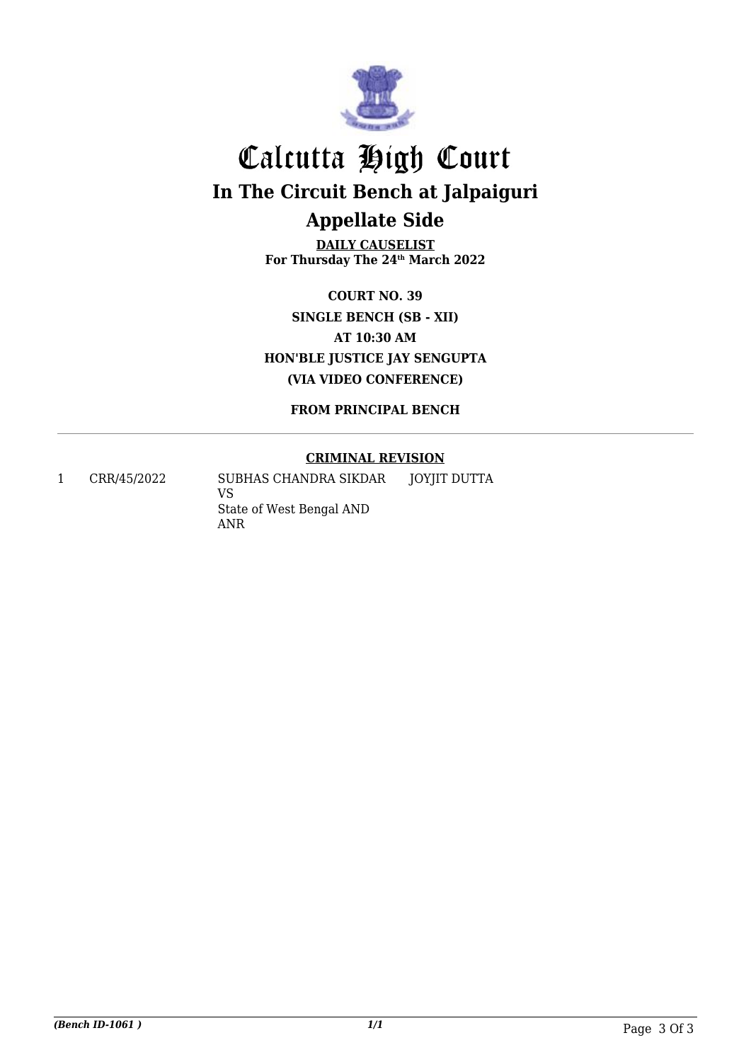# Calcutta High Court

## In The Circuit Bench at Jalpaiguri

## Appellate Side

**DAILY CAUSELIST**
**For Thursday The 24th March 2022**

**COURT NO. 39**
**SINGLE BENCH (SB - XII)**
**AT 10:30 AM**
**HON'BLE JUSTICE JAY SENGUPTA**
**(VIA VIDEO CONFERENCE)**

**FROM PRINCIPAL BENCH**

### CRIMINAL REVISION

| | | | |
|---|---|---|---|
| 1 | CRR/45/2022 | SUBHAS CHANDRA SIKDAR<br>VS<br>State of West Bengal AND ANR | JOYJIT DUTTA |

*(Bench ID-1061 )* *1/1*